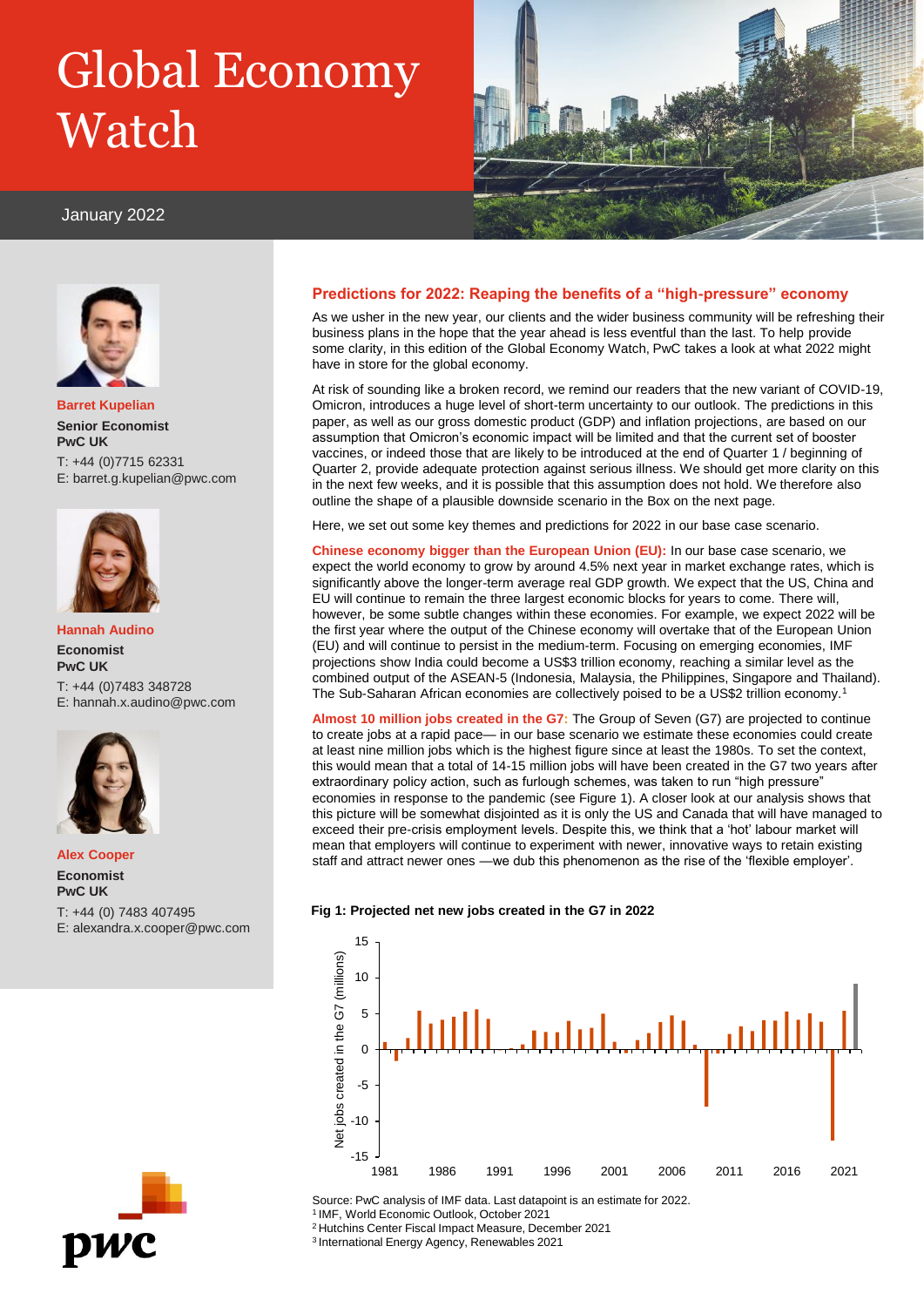# Global Economy Watch

January 2022

**Barret Kupelian**
**Senior Economist**
**PwC UK**
T: +44 (0)7715 62331
E: barret.g.kupelian@pwc.com

**Hannah Audino**
**Economist**
**PwC UK**
T: +44 (0)7483 348728
E: hannah.x.audino@pwc.com

**Alex Cooper**
**Economist**
**PwC UK**
T: +44 (0) 7483 407495
E: alexandra.x.cooper@pwc.com

## Predictions for 2022: Reaping the benefits of a "high-pressure" economy

As we usher in the new year, our clients and the wider business community will be refreshing their business plans in the hope that the year ahead is less eventful than the last. To help provide some clarity, in this edition of the Global Economy Watch, PwC takes a look at what 2022 might have in store for the global economy.

At risk of sounding like a broken record, we remind our readers that the new variant of COVID-19, Omicron, introduces a huge level of short-term uncertainty to our outlook. The predictions in this paper, as well as our gross domestic product (GDP) and inflation projections, are based on our assumption that Omicron's economic impact will be limited and that the current set of booster vaccines, or indeed those that are likely to be introduced at the end of Quarter 1 / beginning of Quarter 2, provide adequate protection against serious illness. We should get more clarity on this in the next few weeks, and it is possible that this assumption does not hold. We therefore also outline the shape of a plausible downside scenario in the Box on the next page.

Here, we set out some key themes and predictions for 2022 in our base case scenario.

**Chinese economy bigger than the European Union (EU):** In our base case scenario, we expect the world economy to grow by around 4.5% next year in market exchange rates, which is significantly above the longer-term average real GDP growth. We expect that the US, China and EU will continue to remain the three largest economic blocks for years to come. There will, however, be some subtle changes within these economies. For example, we expect 2022 will be the first year where the output of the Chinese economy will overtake that of the European Union (EU) and will continue to persist in the medium-term. Focusing on emerging economies, IMF projections show India could become a US$3 trillion economy, reaching a similar level as the combined output of the ASEAN-5 (Indonesia, Malaysia, the Philippines, Singapore and Thailand). The Sub-Saharan African economies are collectively poised to be a US$2 trillion economy.[1]

**Almost 10 million jobs created in the G7:** The Group of Seven (G7) are projected to continue to create jobs at a rapid pace— in our base scenario we estimate these economies could create at least nine million jobs which is the highest figure since at least the 1980s. To set the context, this would mean that a total of 14-15 million jobs will have been created in the G7 two years after extraordinary policy action, such as furlough schemes, was taken to run "high pressure" economies in response to the pandemic (see Figure 1). A closer look at our analysis shows that this picture will be somewhat disjointed as it is only the US and Canada that will have managed to exceed their pre-crisis employment levels. Despite this, we think that a 'hot' labour market will mean that employers will continue to experiment with newer, innovative ways to retain existing staff and attract newer ones —we dub this phenomenon as the rise of the 'flexible employer'.

**Fig 1: Projected net new jobs created in the G7 in 2022**

Source: PwC analysis of IMF data. Last datapoint is an estimate for 2022.

[1] IMF, World Economic Outlook, October 2021
[2] Hutchins Center Fiscal Impact Measure, December 2021
[3] International Energy Agency, Renewables 2021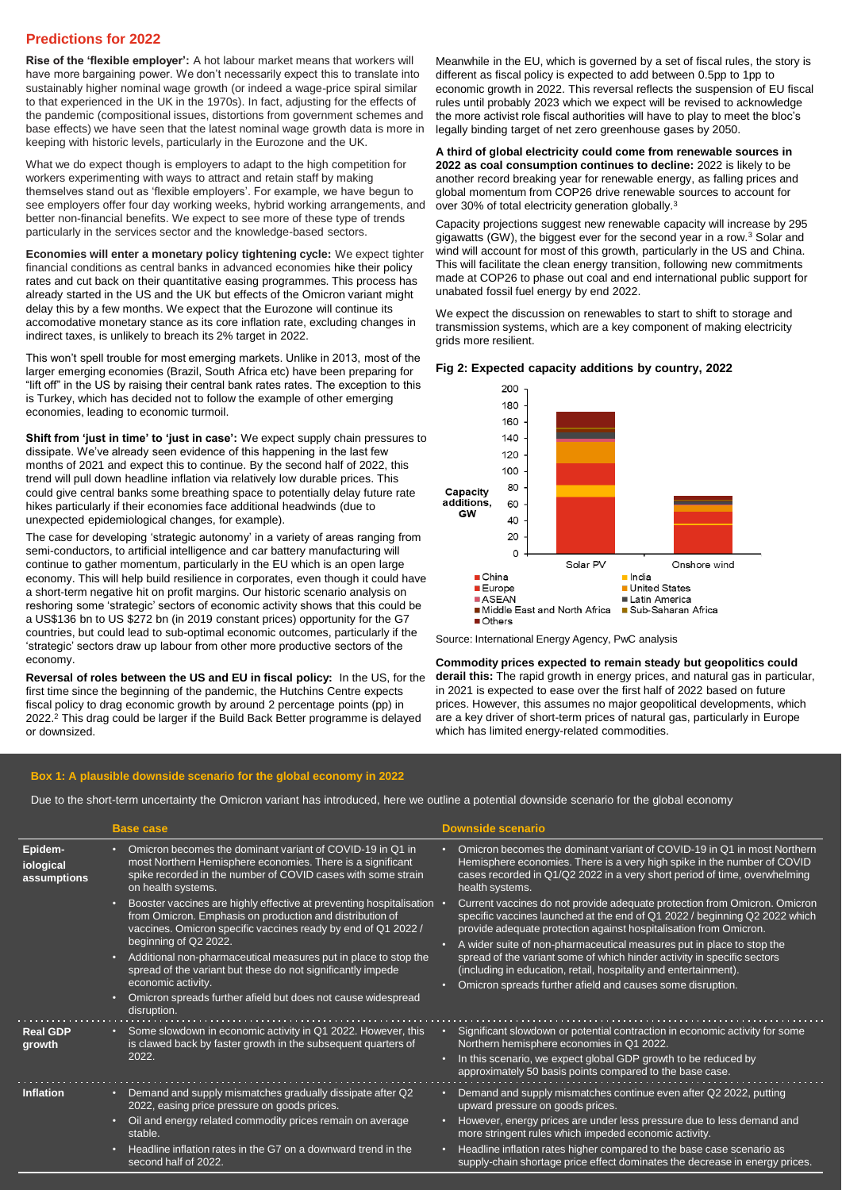## Predictions for 2022

**Rise of the 'flexible employer':** A hot labour market means that workers will have more bargaining power. We don't necessarily expect this to translate into sustainably higher nominal wage growth (or indeed a wage-price spiral similar to that experienced in the UK in the 1970s). In fact, adjusting for the effects of the pandemic (compositional issues, distortions from government schemes and base effects) we have seen that the latest nominal wage growth data is more in keeping with historic levels, particularly in the Eurozone and the UK.

What we do expect though is employers to adapt to the high competition for workers experimenting with ways to attract and retain staff by making themselves stand out as 'flexible employers'. For example, we have begun to see employers offer four day working weeks, hybrid working arrangements, and better non-financial benefits. We expect to see more of these type of trends particularly in the services sector and the knowledge-based sectors.

**Economies will enter a monetary policy tightening cycle:** We expect tighter financial conditions as central banks in advanced economies hike their policy rates and cut back on their quantitative easing programmes. This process has already started in the US and the UK but effects of the Omicron variant might delay this by a few months. We expect that the Eurozone will continue its accomodative monetary stance as its core inflation rate, excluding changes in indirect taxes, is unlikely to breach its 2% target in 2022.

This won't spell trouble for most emerging markets. Unlike in 2013, most of the larger emerging economies (Brazil, South Africa etc) have been preparing for "lift off" in the US by raising their central bank rates rates. The exception to this is Turkey, which has decided not to follow the example of other emerging economies, leading to economic turmoil.

**Shift from 'just in time' to 'just in case':** We expect supply chain pressures to dissipate. We've already seen evidence of this happening in the last few months of 2021 and expect this to continue. By the second half of 2022, this trend will pull down headline inflation via relatively low durable prices. This could give central banks some breathing space to potentially delay future rate hikes particularly if their economies face additional headwinds (due to unexpected epidemiological changes, for example).

The case for developing 'strategic autonomy' in a variety of areas ranging from semi-conductors, to artificial intelligence and car battery manufacturing will continue to gather momentum, particularly in the EU which is an open large economy. This will help build resilience in corporates, even though it could have a short-term negative hit on profit margins. Our historic scenario analysis on reshoring some 'strategic' sectors of economic activity shows that this could be a US$136 bn to US $272 bn (in 2019 constant prices) opportunity for the G7 countries, but could lead to sub-optimal economic outcomes, particularly if the 'strategic' sectors draw up labour from other more productive sectors of the economy.

**Reversal of roles between the US and EU in fiscal policy:** In the US, for the first time since the beginning of the pandemic, the Hutchins Centre expects fiscal policy to drag economic growth by around 2 percentage points (pp) in 2022.[2] This drag could be larger if the Build Back Better programme is delayed or downsized.

Meanwhile in the EU, which is governed by a set of fiscal rules, the story is different as fiscal policy is expected to add between 0.5pp to 1pp to economic growth in 2022. This reversal reflects the suspension of EU fiscal rules until probably 2023 which we expect will be revised to acknowledge the more activist role fiscal authorities will have to play to meet the bloc's legally binding target of net zero greenhouse gases by 2050.

**A third of global electricity could come from renewable sources in 2022 as coal consumption continues to decline:** 2022 is likely to be another record breaking year for renewable energy, as falling prices and global momentum from COP26 drive renewable sources to account for over 30% of total electricity generation globally.[3]

Capacity projections suggest new renewable capacity will increase by 295 gigawatts (GW), the biggest ever for the second year in a row.[3] Solar and wind will account for most of this growth, particularly in the US and China. This will facilitate the clean energy transition, following new commitments made at COP26 to phase out coal and end international public support for unabated fossil fuel energy by end 2022.

We expect the discussion on renewables to start to shift to storage and transmission systems, which are a key component of making electricity grids more resilient.

**Fig 2: Expected capacity additions by country, 2022**

Source: International Energy Agency, PwC analysis

**Commodity prices expected to remain steady but geopolitics could derail this:** The rapid growth in energy prices, and natural gas in particular, in 2021 is expected to ease over the first half of 2022 based on future prices. However, this assumes no major geopolitical developments, which are a key driver of short-term prices of natural gas, particularly in Europe which has limited energy-related commodities.

### Box 1: A plausible downside scenario for the global economy in 2022

Due to the short-term uncertainty the Omicron variant has introduced, here we outline a potential downside scenario for the global economy

| | Base case | Downside scenario |
|---|---|---|
| Epidemiological assumptions | • Omicron becomes the dominant variant of COVID-19 in Q1 in most Northern Hemisphere economies. There is a significant spike recorded in the number of COVID cases with some strain on health systems.<br>• Booster vaccines are highly effective at preventing hospitalisation from Omicron. Emphasis on production and distribution of vaccines. Omicron specific vaccines ready by end of Q1 2022 / beginning of Q2 2022.<br>• Additional non-pharmaceutical measures put in place to stop the spread of the variant but these do not significantly impede economic activity.<br>• Omicron spreads further afield but does not cause widespread disruption. | • Omicron becomes the dominant variant of COVID-19 in Q1 in most Northern Hemisphere economies. There is a very high spike in the number of COVID cases recorded in Q1/Q2 2022 in a very short period of time, overwhelming health systems.<br>• Current vaccines do not provide adequate protection from Omicron. Omicron specific vaccines launched at the end of Q1 2022 / beginning Q2 2022 which provide adequate protection against hospitalisation from Omicron.<br>• A wider suite of non-pharmaceutical measures put in place to stop the spread of the variant some of which hinder activity in specific sectors (including in education, retail, hospitality and entertainment).<br>• Omicron spreads further afield and causes some disruption. |
| Real GDP growth | • Some slowdown in economic activity in Q1 2022. However, this is clawed back by faster growth in the subsequent quarters of 2022. | • Significant slowdown or potential contraction in economic activity for some Northern hemisphere economies in Q1 2022.<br>• In this scenario, we expect global GDP growth to be reduced by approximately 50 basis points compared to the base case. |
| Inflation | • Demand and supply mismatches gradually dissipate after Q2 2022, easing price pressure on goods prices.<br>• Oil and energy related commodity prices remain on average stable.<br>• Headline inflation rates in the G7 on a downward trend in the second half of 2022. | • Demand and supply mismatches continue even after Q2 2022, putting upward pressure on goods prices.<br>• However, energy prices are under less pressure due to less demand and more stringent rules which impeded economic activity.<br>• Headline inflation rates higher compared to the base case scenario as supply-chain shortage price effect dominates the decrease in energy prices. |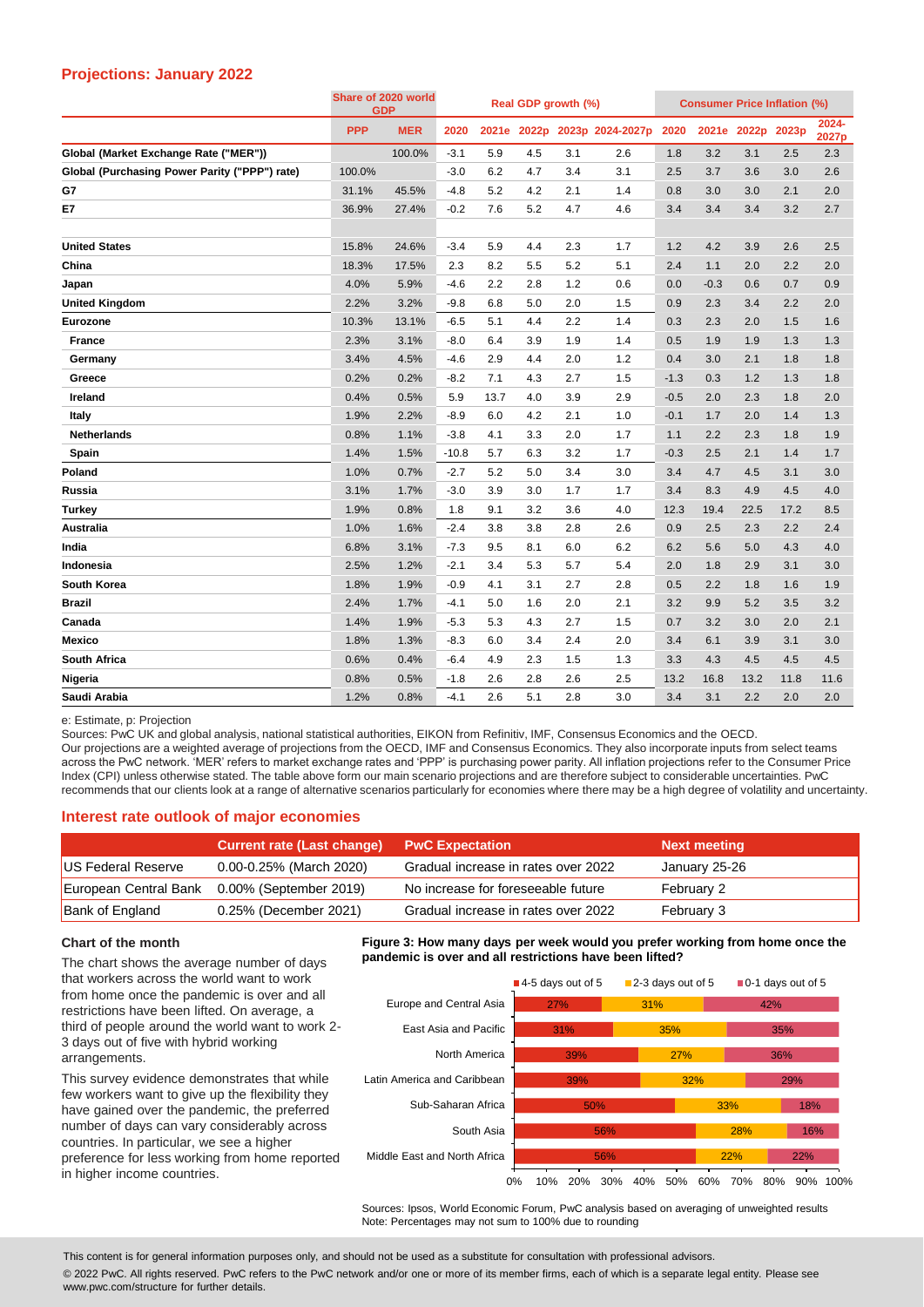## Projections: January 2022

| | Share of 2020 world GDP | | Real GDP growth (%) | | | | | Consumer Price Inflation (%) | | | | |
|---|---|---|---|---|---|---|---|---|---|---|---|---|
| | PPP | MER | 2020 | 2021e | 2022p | 2023p | 2024-2027p | 2020 | 2021e | 2022p | 2023p | 2024-2027p |
| Global (Market Exchange Rate ("MER")) | | 100.0% | -3.1 | 5.9 | 4.5 | 3.1 | 2.6 | 1.8 | 3.2 | 3.1 | 2.5 | 2.3 |
| Global (Purchasing Power Parity ("PPP") rate) | 100.0% | | -3.0 | 6.2 | 4.7 | 3.4 | 3.1 | 2.5 | 3.7 | 3.6 | 3.0 | 2.6 |
| G7 | 31.1% | 45.5% | -4.8 | 5.2 | 4.2 | 2.1 | 1.4 | 0.8 | 3.0 | 3.0 | 2.1 | 2.0 |
| E7 | 36.9% | 27.4% | -0.2 | 7.6 | 5.2 | 4.7 | 4.6 | 3.4 | 3.4 | 3.4 | 3.2 | 2.7 |
| | | | | | | | | | | | | |
| United States | 15.8% | 24.6% | -3.4 | 5.9 | 4.4 | 2.3 | 1.7 | 1.2 | 4.2 | 3.9 | 2.6 | 2.5 |
| China | 18.3% | 17.5% | 2.3 | 8.2 | 5.5 | 5.2 | 5.1 | 2.4 | 1.1 | 2.0 | 2.2 | 2.0 |
| Japan | 4.0% | 5.9% | -4.6 | 2.2 | 2.8 | 1.2 | 0.6 | 0.0 | -0.3 | 0.6 | 0.7 | 0.9 |
| United Kingdom | 2.2% | 3.2% | -9.8 | 6.8 | 5.0 | 2.0 | 1.5 | 0.9 | 2.3 | 3.4 | 2.2 | 2.0 |
| Eurozone | 10.3% | 13.1% | -6.5 | 5.1 | 4.4 | 2.2 | 1.4 | 0.3 | 2.3 | 2.0 | 1.5 | 1.6 |
| France | 2.3% | 3.1% | -8.0 | 6.4 | 3.9 | 1.9 | 1.4 | 0.5 | 1.9 | 1.9 | 1.3 | 1.3 |
| Germany | 3.4% | 4.5% | -4.6 | 2.9 | 4.4 | 2.0 | 1.2 | 0.4 | 3.0 | 2.1 | 1.8 | 1.8 |
| Greece | 0.2% | 0.2% | -8.2 | 7.1 | 4.3 | 2.7 | 1.5 | -1.3 | 0.3 | 1.2 | 1.3 | 1.8 |
| Ireland | 0.4% | 0.5% | 5.9 | 13.7 | 4.0 | 3.9 | 2.9 | -0.5 | 2.0 | 2.3 | 1.8 | 2.0 |
| Italy | 1.9% | 2.2% | -8.9 | 6.0 | 4.2 | 2.1 | 1.0 | -0.1 | 1.7 | 2.0 | 1.4 | 1.3 |
| Netherlands | 0.8% | 1.1% | -3.8 | 4.1 | 3.3 | 2.0 | 1.7 | 1.1 | 2.2 | 2.3 | 1.8 | 1.9 |
| Spain | 1.4% | 1.5% | -10.8 | 5.7 | 6.3 | 3.2 | 1.7 | -0.3 | 2.5 | 2.1 | 1.4 | 1.7 |
| Poland | 1.0% | 0.7% | -2.7 | 5.2 | 5.0 | 3.4 | 3.0 | 3.4 | 4.7 | 4.5 | 3.1 | 3.0 |
| Russia | 3.1% | 1.7% | -3.0 | 3.9 | 3.0 | 1.7 | 1.7 | 3.4 | 8.3 | 4.9 | 4.5 | 4.0 |
| Turkey | 1.9% | 0.8% | 1.8 | 9.1 | 3.2 | 3.6 | 4.0 | 12.3 | 19.4 | 22.5 | 17.2 | 8.5 |
| Australia | 1.0% | 1.6% | -2.4 | 3.8 | 3.8 | 2.8 | 2.6 | 0.9 | 2.5 | 2.3 | 2.2 | 2.4 |
| India | 6.8% | 3.1% | -7.3 | 9.5 | 8.1 | 6.0 | 6.2 | 6.2 | 5.6 | 5.0 | 4.3 | 4.0 |
| Indonesia | 2.5% | 1.2% | -2.1 | 3.4 | 5.3 | 5.7 | 5.4 | 2.0 | 1.8 | 2.9 | 3.1 | 3.0 |
| South Korea | 1.8% | 1.9% | -0.9 | 4.1 | 3.1 | 2.7 | 2.8 | 0.5 | 2.2 | 1.8 | 1.6 | 1.9 |
| Brazil | 2.4% | 1.7% | -4.1 | 5.0 | 1.6 | 2.0 | 2.1 | 3.2 | 9.9 | 5.2 | 3.5 | 3.2 |
| Canada | 1.4% | 1.9% | -5.3 | 5.3 | 4.3 | 2.7 | 1.5 | 0.7 | 3.2 | 3.0 | 2.0 | 2.1 |
| Mexico | 1.8% | 1.3% | -8.3 | 6.0 | 3.4 | 2.4 | 2.0 | 3.4 | 6.1 | 3.9 | 3.1 | 3.0 |
| South Africa | 0.6% | 0.4% | -6.4 | 4.9 | 2.3 | 1.5 | 1.3 | 3.3 | 4.3 | 4.5 | 4.5 | 4.5 |
| Nigeria | 0.8% | 0.5% | -1.8 | 2.6 | 2.8 | 2.6 | 2.5 | 13.2 | 16.8 | 13.2 | 11.8 | 11.6 |
| Saudi Arabia | 1.2% | 0.8% | -4.1 | 2.6 | 5.1 | 2.8 | 3.0 | 3.4 | 3.1 | 2.2 | 2.0 | 2.0 |

e: Estimate, p: Projection

Sources: PwC UK and global analysis, national statistical authorities, EIKON from Refinitiv, IMF, Consensus Economics and the OECD.

Our projections are a weighted average of projections from the OECD, IMF and Consensus Economics. They also incorporate inputs from select teams across the PwC network. 'MER' refers to market exchange rates and 'PPP' is purchasing power parity. All inflation projections refer to the Consumer Price Index (CPI) unless otherwise stated. The table above form our main scenario projections and are therefore subject to considerable uncertainties. PwC recommends that our clients look at a range of alternative scenarios particularly for economies where there may be a high degree of volatility and uncertainty.

## Interest rate outlook of major economies

| | Current rate (Last change) | PwC Expectation | Next meeting |
|---|---|---|---|
| US Federal Reserve | 0.00-0.25% (March 2020) | Gradual increase in rates over 2022 | January 25-26 |
| European Central Bank | 0.00% (September 2019) | No increase for foreseeable future | February 2 |
| Bank of England | 0.25% (December 2021) | Gradual increase in rates over 2022 | February 3 |

### Chart of the month

The chart shows the average number of days that workers across the world want to work from home once the pandemic is over and all restrictions have been lifted. On average, a third of people around the world want to work 2-3 days out of five with hybrid working arrangements.

This survey evidence demonstrates that while few workers want to give up the flexibility they have gained over the pandemic, the preferred number of days can vary considerably across countries. In particular, we see a higher preference for less working from home reported in higher income countries.

**Figure 3: How many days per week would you prefer working from home once the pandemic is over and all restrictions have been lifted?**

4-5 days out of 5
2-3 days out of 5
0-1 days out of 5

Europe and Central Asia 27% 31% 42%
East Asia and Pacific 31% 35% 35%
North America 39% 27% 36%
Latin America and Caribbean 39% 32% 29%
Sub-Saharan Africa 50% 33% 18%
South Asia 56% 28% 16%
Middle East and North Africa 56% 22% 22%

0% 10% 20% 30% 40% 50% 60% 70% 80% 90% 100%

Sources: Ipsos, World Economic Forum, PwC analysis based on averaging of unweighted results
Note: Percentages may not sum to 100% due to rounding

This content is for general information purposes only, and should not be used as a substitute for consultation with professional advisors.

© 2022 PwC. All rights reserved. PwC refers to the PwC network and/or one or more of its member firms, each of which is a separate legal entity. Please see www.pwc.com/structure for further details.